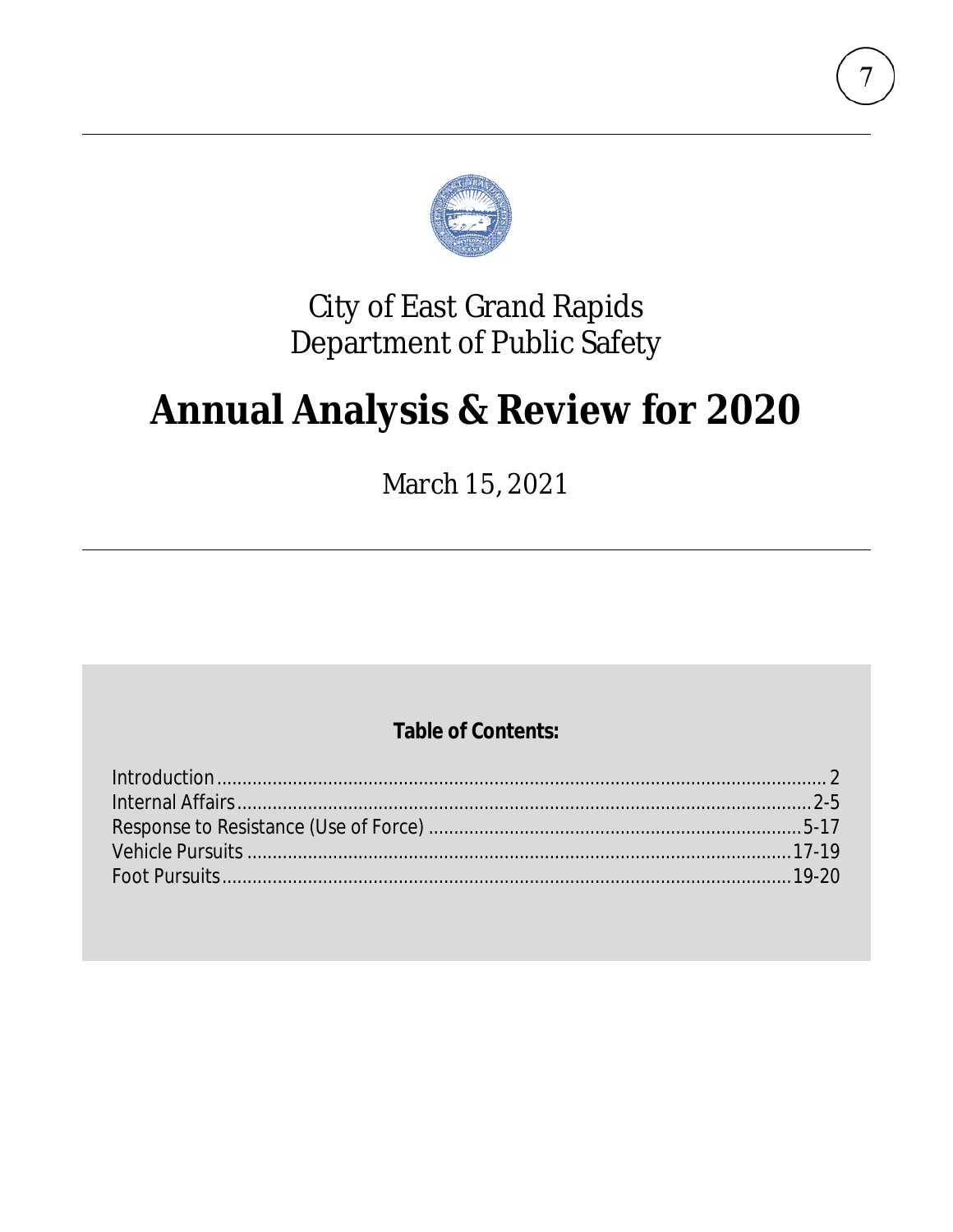City of East Grand Rapids
Department of Public Safety

# Annual Analysis & Review for 2020

*March 15, 2021*

**Table of Contents:**

| | |
|---|---|
| Introduction | 2 |
| Internal Affairs | 2-5 |
| Response to Resistance (Use of Force) | 5-17 |
| Vehicle Pursuits | 17-19 |
| Foot Pursuits | 19-20 |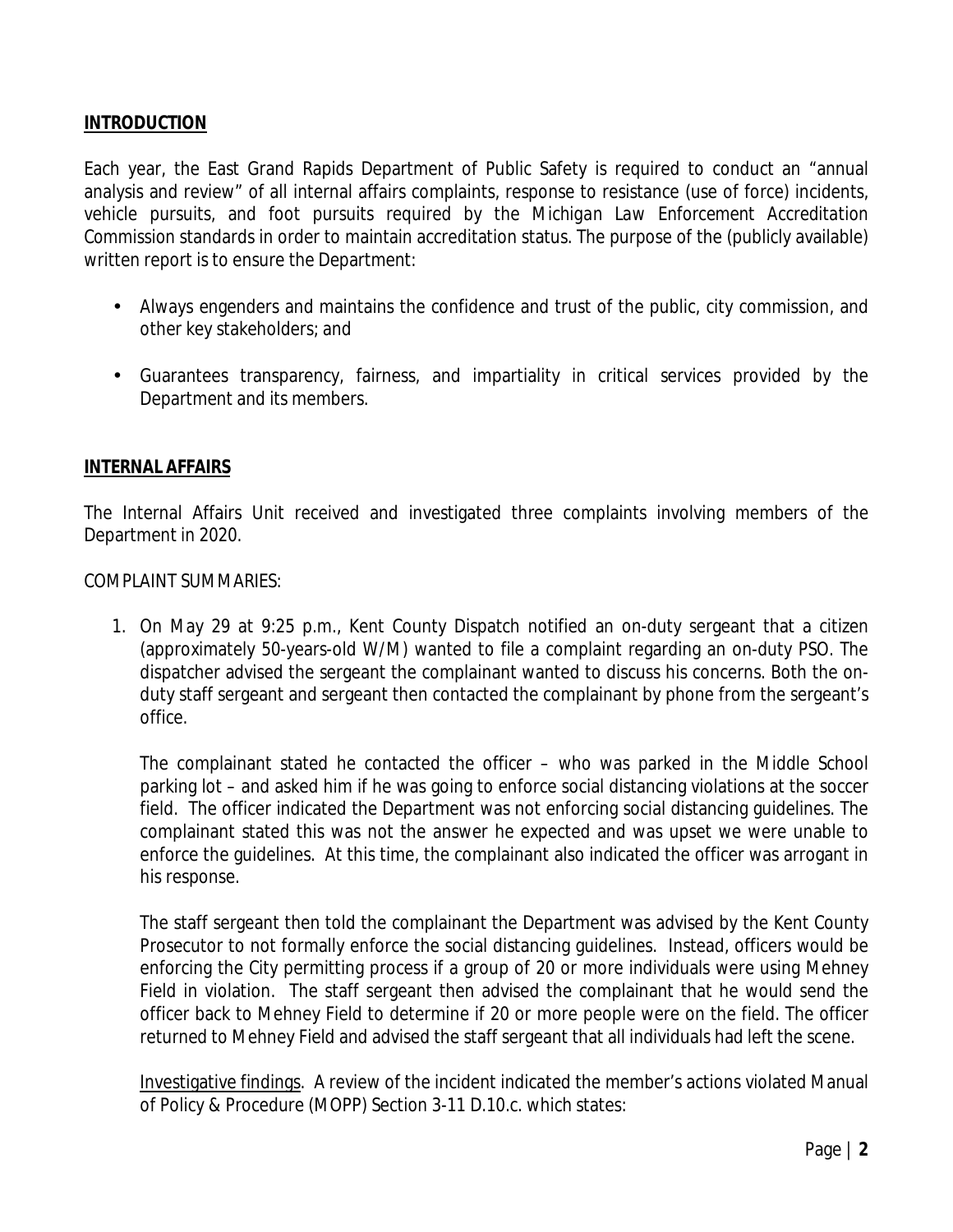## INTRODUCTION

Each year, the East Grand Rapids Department of Public Safety is required to conduct an "annual analysis and review" of all internal affairs complaints, response to resistance (use of force) incidents, vehicle pursuits, and foot pursuits required by the Michigan Law Enforcement Accreditation Commission standards in order to maintain accreditation status. The purpose of the (publicly available) written report is to ensure the Department:

- Always engenders and maintains the confidence and trust of the public, city commission, and other key stakeholders; and
- Guarantees transparency, fairness, and impartiality in critical services provided by the Department and its members.

## INTERNAL AFFAIRS

The Internal Affairs Unit received and investigated three complaints involving members of the Department in 2020.

COMPLAINT SUMMARIES:

1. On May 29 at 9:25 p.m., Kent County Dispatch notified an on-duty sergeant that a citizen (approximately 50-years-old W/M) wanted to file a complaint regarding an on-duty PSO. The dispatcher advised the sergeant the complainant wanted to discuss his concerns. Both the on-duty staff sergeant and sergeant then contacted the complainant by phone from the sergeant's office.

   The complainant stated he contacted the officer – who was parked in the Middle School parking lot – and asked him if he was going to enforce social distancing violations at the soccer field. The officer indicated the Department was not enforcing social distancing guidelines. The complainant stated this was not the answer he expected and was upset we were unable to enforce the guidelines. At this time, the complainant also indicated the officer was arrogant in his response.

   The staff sergeant then told the complainant the Department was advised by the Kent County Prosecutor to not formally enforce the social distancing guidelines. Instead, officers would be enforcing the City permitting process if a group of 20 or more individuals were using Mehney Field in violation. The staff sergeant then advised the complainant that he would send the officer back to Mehney Field to determine if 20 or more people were on the field. The officer returned to Mehney Field and advised the staff sergeant that all individuals had left the scene.

   Investigative findings. A review of the incident indicated the member's actions violated Manual of Policy & Procedure (MOPP) Section 3-11 D.10.c. which states: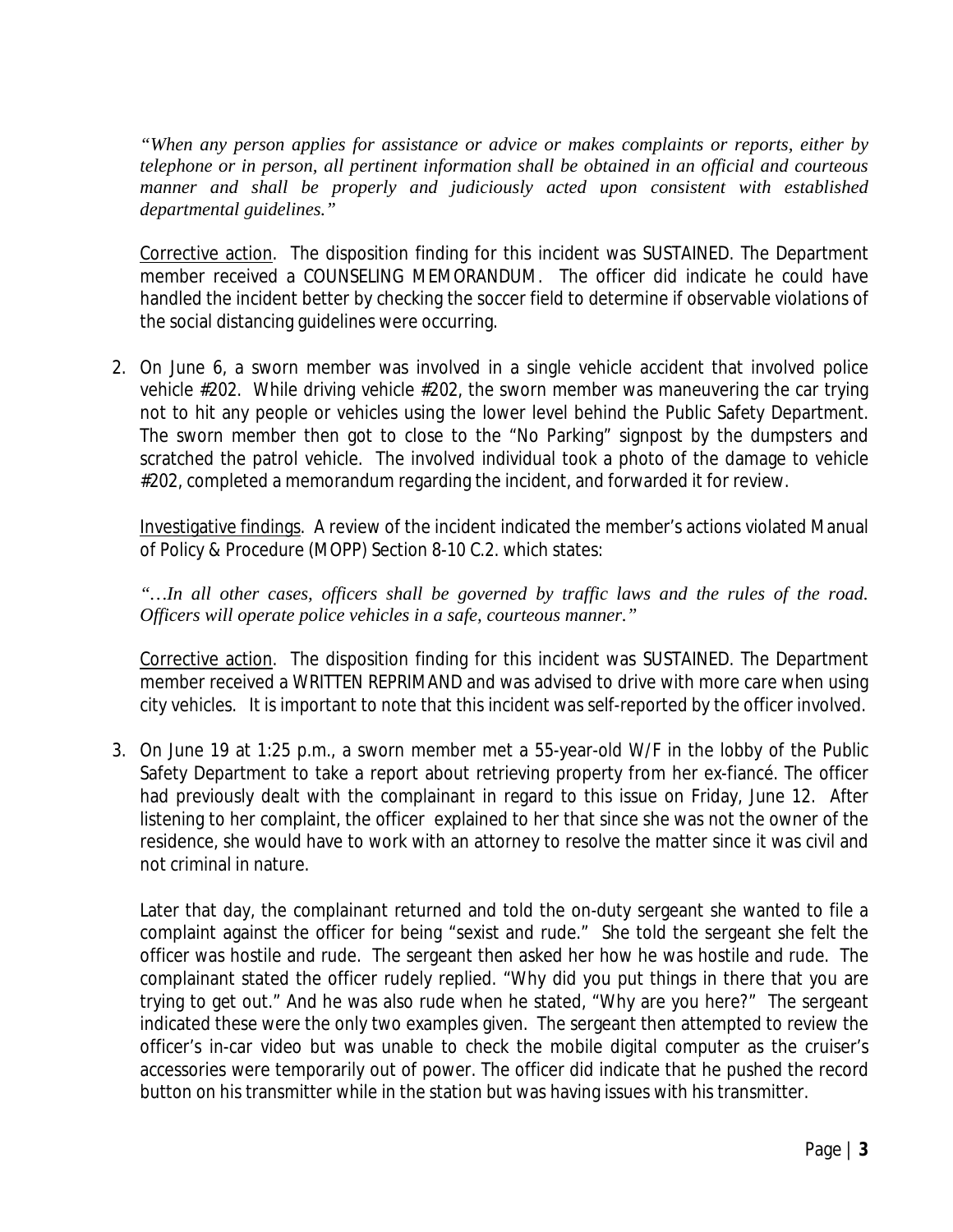*"When any person applies for assistance or advice or makes complaints or reports, either by telephone or in person, all pertinent information shall be obtained in an official and courteous manner and shall be properly and judiciously acted upon consistent with established departmental guidelines."*

Corrective action. The disposition finding for this incident was SUSTAINED. The Department member received a COUNSELING MEMORANDUM. The officer did indicate he could have handled the incident better by checking the soccer field to determine if observable violations of the social distancing guidelines were occurring.

2. On June 6, a sworn member was involved in a single vehicle accident that involved police vehicle #202. While driving vehicle #202, the sworn member was maneuvering the car trying not to hit any people or vehicles using the lower level behind the Public Safety Department. The sworn member then got to close to the "No Parking" signpost by the dumpsters and scratched the patrol vehicle. The involved individual took a photo of the damage to vehicle #202, completed a memorandum regarding the incident, and forwarded it for review.

   Investigative findings. A review of the incident indicated the member's actions violated Manual of Policy & Procedure (MOPP) Section 8-10 C.2. which states:

   *"…In all other cases, officers shall be governed by traffic laws and the rules of the road. Officers will operate police vehicles in a safe, courteous manner."*

   Corrective action. The disposition finding for this incident was SUSTAINED. The Department member received a WRITTEN REPRIMAND and was advised to drive with more care when using city vehicles. It is important to note that this incident was self-reported by the officer involved.

3. On June 19 at 1:25 p.m., a sworn member met a 55-year-old W/F in the lobby of the Public Safety Department to take a report about retrieving property from her ex-fiancé. The officer had previously dealt with the complainant in regard to this issue on Friday, June 12. After listening to her complaint, the officer explained to her that since she was not the owner of the residence, she would have to work with an attorney to resolve the matter since it was civil and not criminal in nature.

   Later that day, the complainant returned and told the on-duty sergeant she wanted to file a complaint against the officer for being "sexist and rude." She told the sergeant she felt the officer was hostile and rude. The sergeant then asked her how he was hostile and rude. The complainant stated the officer rudely replied. "Why did you put things in there that you are trying to get out." And he was also rude when he stated, "Why are you here?" The sergeant indicated these were the only two examples given. The sergeant then attempted to review the officer's in-car video but was unable to check the mobile digital computer as the cruiser's accessories were temporarily out of power. The officer did indicate that he pushed the record button on his transmitter while in the station but was having issues with his transmitter.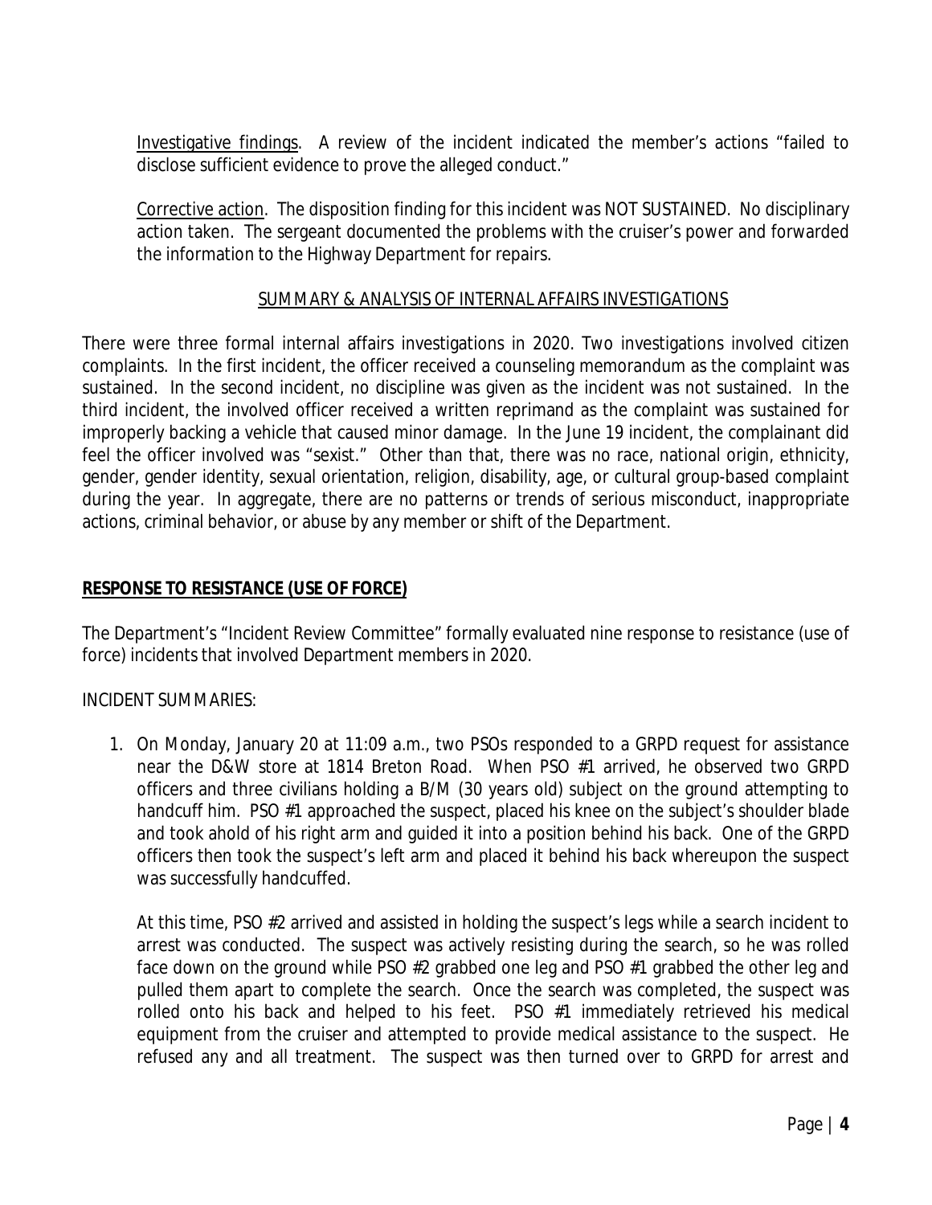Investigative findings. A review of the incident indicated the member's actions "failed to disclose sufficient evidence to prove the alleged conduct."

Corrective action. The disposition finding for this incident was NOT SUSTAINED. No disciplinary action taken. The sergeant documented the problems with the cruiser's power and forwarded the information to the Highway Department for repairs.

## SUMMARY & ANALYSIS OF INTERNAL AFFAIRS INVESTIGATIONS

There were three formal internal affairs investigations in 2020. Two investigations involved citizen complaints. In the first incident, the officer received a counseling memorandum as the complaint was sustained. In the second incident, no discipline was given as the incident was not sustained. In the third incident, the involved officer received a written reprimand as the complaint was sustained for improperly backing a vehicle that caused minor damage. In the June 19 incident, the complainant did feel the officer involved was "sexist." Other than that, there was no race, national origin, ethnicity, gender, gender identity, sexual orientation, religion, disability, age, or cultural group-based complaint during the year. In aggregate, there are no patterns or trends of serious misconduct, inappropriate actions, criminal behavior, or abuse by any member or shift of the Department.

## RESPONSE TO RESISTANCE (USE OF FORCE)

The Department's "Incident Review Committee" formally evaluated nine response to resistance (use of force) incidents that involved Department members in 2020.

INCIDENT SUMMARIES:

1. On Monday, January 20 at 11:09 a.m., two PSOs responded to a GRPD request for assistance near the D&W store at 1814 Breton Road. When PSO #1 arrived, he observed two GRPD officers and three civilians holding a B/M (30 years old) subject on the ground attempting to handcuff him. PSO #1 approached the suspect, placed his knee on the subject's shoulder blade and took ahold of his right arm and guided it into a position behind his back. One of the GRPD officers then took the suspect's left arm and placed it behind his back whereupon the suspect was successfully handcuffed.

   At this time, PSO #2 arrived and assisted in holding the suspect's legs while a search incident to arrest was conducted. The suspect was actively resisting during the search, so he was rolled face down on the ground while PSO #2 grabbed one leg and PSO #1 grabbed the other leg and pulled them apart to complete the search. Once the search was completed, the suspect was rolled onto his back and helped to his feet. PSO #1 immediately retrieved his medical equipment from the cruiser and attempted to provide medical assistance to the suspect. He refused any and all treatment. The suspect was then turned over to GRPD for arrest and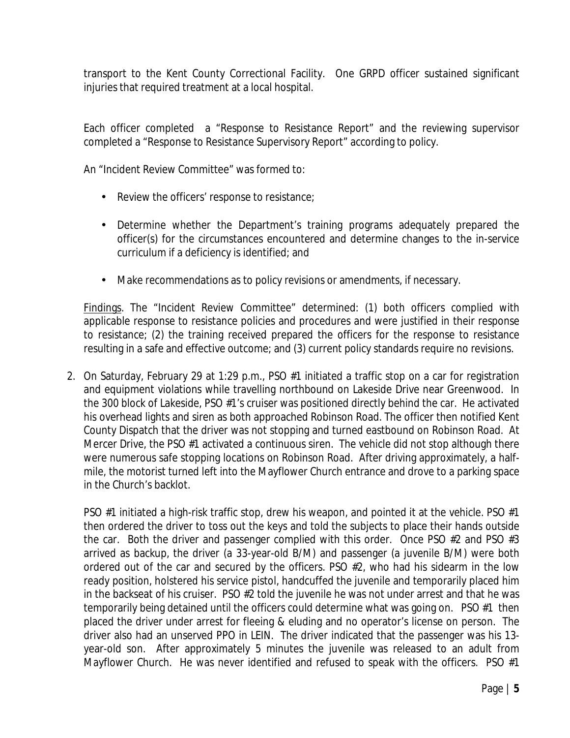transport to the Kent County Correctional Facility. One GRPD officer sustained significant injuries that required treatment at a local hospital.

Each officer completed a "Response to Resistance Report" and the reviewing supervisor completed a "Response to Resistance Supervisory Report" according to policy.

An "Incident Review Committee" was formed to:

- Review the officers' response to resistance;
- Determine whether the Department's training programs adequately prepared the officer(s) for the circumstances encountered and determine changes to the in-service curriculum if a deficiency is identified; and
- Make recommendations as to policy revisions or amendments, if necessary.

Findings. The "Incident Review Committee" determined: (1) both officers complied with applicable response to resistance policies and procedures and were justified in their response to resistance; (2) the training received prepared the officers for the response to resistance resulting in a safe and effective outcome; and (3) current policy standards require no revisions.

2. On Saturday, February 29 at 1:29 p.m., PSO #1 initiated a traffic stop on a car for registration and equipment violations while travelling northbound on Lakeside Drive near Greenwood. In the 300 block of Lakeside, PSO #1's cruiser was positioned directly behind the car. He activated his overhead lights and siren as both approached Robinson Road. The officer then notified Kent County Dispatch that the driver was not stopping and turned eastbound on Robinson Road. At Mercer Drive, the PSO #1 activated a continuous siren. The vehicle did not stop although there were numerous safe stopping locations on Robinson Road. After driving approximately, a half-mile, the motorist turned left into the Mayflower Church entrance and drove to a parking space in the Church's backlot.

   PSO #1 initiated a high-risk traffic stop, drew his weapon, and pointed it at the vehicle. PSO #1 then ordered the driver to toss out the keys and told the subjects to place their hands outside the car. Both the driver and passenger complied with this order. Once PSO #2 and PSO #3 arrived as backup, the driver (a 33-year-old B/M) and passenger (a juvenile B/M) were both ordered out of the car and secured by the officers. PSO #2, who had his sidearm in the low ready position, holstered his service pistol, handcuffed the juvenile and temporarily placed him in the backseat of his cruiser. PSO #2 told the juvenile he was not under arrest and that he was temporarily being detained until the officers could determine what was going on. PSO #1 then placed the driver under arrest for fleeing & eluding and no operator's license on person. The driver also had an unserved PPO in LEIN. The driver indicated that the passenger was his 13-year-old son. After approximately 5 minutes the juvenile was released to an adult from Mayflower Church. He was never identified and refused to speak with the officers. PSO #1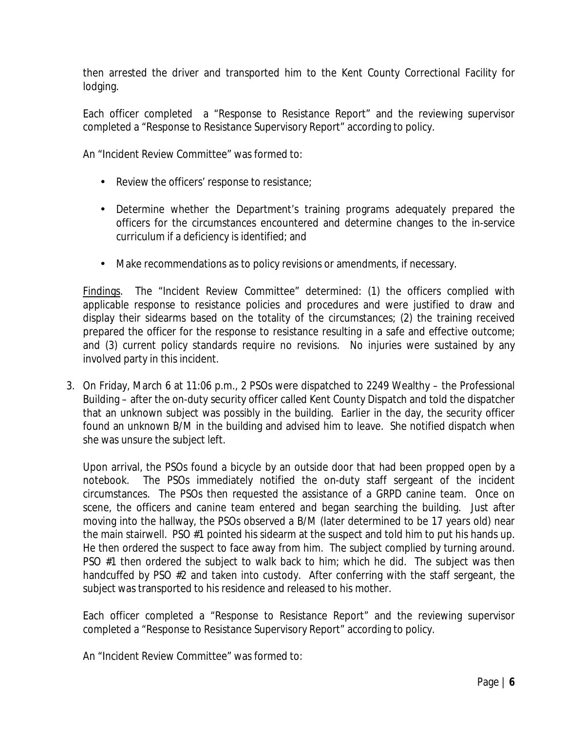then arrested the driver and transported him to the Kent County Correctional Facility for lodging.

Each officer completed a "Response to Resistance Report" and the reviewing supervisor completed a "Response to Resistance Supervisory Report" according to policy.

An "Incident Review Committee" was formed to:

- Review the officers' response to resistance;
- Determine whether the Department's training programs adequately prepared the officers for the circumstances encountered and determine changes to the in-service curriculum if a deficiency is identified; and
- Make recommendations as to policy revisions or amendments, if necessary.

Findings. The "Incident Review Committee" determined: (1) the officers complied with applicable response to resistance policies and procedures and were justified to draw and display their sidearms based on the totality of the circumstances; (2) the training received prepared the officer for the response to resistance resulting in a safe and effective outcome; and (3) current policy standards require no revisions. No injuries were sustained by any involved party in this incident.

3. On Friday, March 6 at 11:06 p.m., 2 PSOs were dispatched to 2249 Wealthy – the Professional Building – after the on-duty security officer called Kent County Dispatch and told the dispatcher that an unknown subject was possibly in the building. Earlier in the day, the security officer found an unknown B/M in the building and advised him to leave. She notified dispatch when she was unsure the subject left.

   Upon arrival, the PSOs found a bicycle by an outside door that had been propped open by a notebook. The PSOs immediately notified the on-duty staff sergeant of the incident circumstances. The PSOs then requested the assistance of a GRPD canine team. Once on scene, the officers and canine team entered and began searching the building. Just after moving into the hallway, the PSOs observed a B/M (later determined to be 17 years old) near the main stairwell. PSO #1 pointed his sidearm at the suspect and told him to put his hands up. He then ordered the suspect to face away from him. The subject complied by turning around. PSO #1 then ordered the subject to walk back to him; which he did. The subject was then handcuffed by PSO #2 and taken into custody. After conferring with the staff sergeant, the subject was transported to his residence and released to his mother.

   Each officer completed a "Response to Resistance Report" and the reviewing supervisor completed a "Response to Resistance Supervisory Report" according to policy.

   An "Incident Review Committee" was formed to: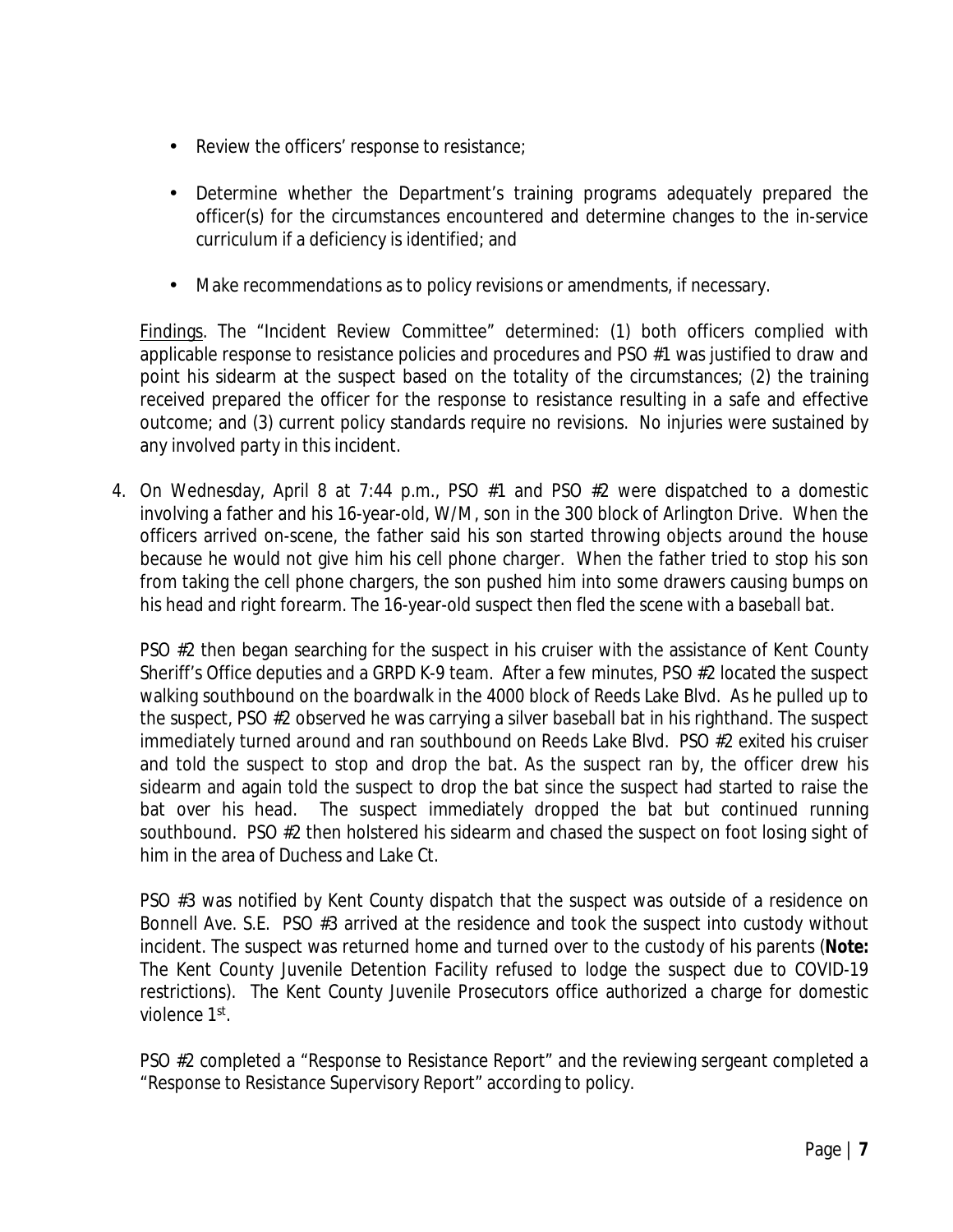- Review the officers' response to resistance;
- Determine whether the Department's training programs adequately prepared the officer(s) for the circumstances encountered and determine changes to the in-service curriculum if a deficiency is identified; and
- Make recommendations as to policy revisions or amendments, if necessary.

Findings. The "Incident Review Committee" determined: (1) both officers complied with applicable response to resistance policies and procedures and PSO #1 was justified to draw and point his sidearm at the suspect based on the totality of the circumstances; (2) the training received prepared the officer for the response to resistance resulting in a safe and effective outcome; and (3) current policy standards require no revisions. No injuries were sustained by any involved party in this incident.

4. On Wednesday, April 8 at 7:44 p.m., PSO #1 and PSO #2 were dispatched to a domestic involving a father and his 16-year-old, W/M, son in the 300 block of Arlington Drive. When the officers arrived on-scene, the father said his son started throwing objects around the house because he would not give him his cell phone charger. When the father tried to stop his son from taking the cell phone chargers, the son pushed him into some drawers causing bumps on his head and right forearm. The 16-year-old suspect then fled the scene with a baseball bat.

   PSO #2 then began searching for the suspect in his cruiser with the assistance of Kent County Sheriff's Office deputies and a GRPD K-9 team. After a few minutes, PSO #2 located the suspect walking southbound on the boardwalk in the 4000 block of Reeds Lake Blvd. As he pulled up to the suspect, PSO #2 observed he was carrying a silver baseball bat in his righthand. The suspect immediately turned around and ran southbound on Reeds Lake Blvd. PSO #2 exited his cruiser and told the suspect to stop and drop the bat. As the suspect ran by, the officer drew his sidearm and again told the suspect to drop the bat since the suspect had started to raise the bat over his head. The suspect immediately dropped the bat but continued running southbound. PSO #2 then holstered his sidearm and chased the suspect on foot losing sight of him in the area of Duchess and Lake Ct.

   PSO #3 was notified by Kent County dispatch that the suspect was outside of a residence on Bonnell Ave. S.E. PSO #3 arrived at the residence and took the suspect into custody without incident. The suspect was returned home and turned over to the custody of his parents (**Note:** The Kent County Juvenile Detention Facility refused to lodge the suspect due to COVID-19 restrictions). The Kent County Juvenile Prosecutors office authorized a charge for domestic violence 1st.

   PSO #2 completed a "Response to Resistance Report" and the reviewing sergeant completed a "Response to Resistance Supervisory Report" according to policy.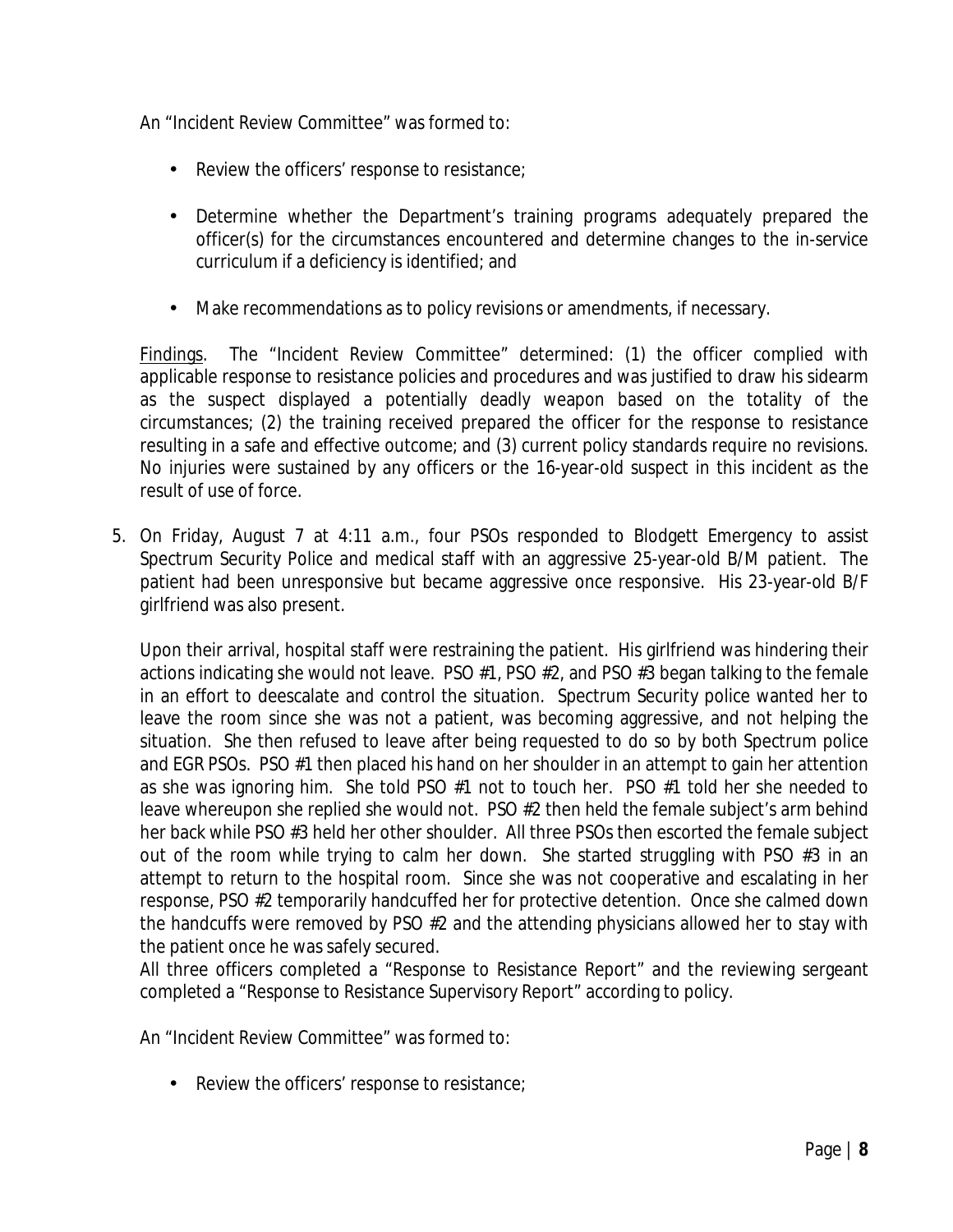An "Incident Review Committee" was formed to:

- Review the officers' response to resistance;
- Determine whether the Department's training programs adequately prepared the officer(s) for the circumstances encountered and determine changes to the in-service curriculum if a deficiency is identified; and
- Make recommendations as to policy revisions or amendments, if necessary.

Findings. The "Incident Review Committee" determined: (1) the officer complied with applicable response to resistance policies and procedures and was justified to draw his sidearm as the suspect displayed a potentially deadly weapon based on the totality of the circumstances; (2) the training received prepared the officer for the response to resistance resulting in a safe and effective outcome; and (3) current policy standards require no revisions. No injuries were sustained by any officers or the 16-year-old suspect in this incident as the result of use of force.

5. On Friday, August 7 at 4:11 a.m., four PSOs responded to Blodgett Emergency to assist Spectrum Security Police and medical staff with an aggressive 25-year-old B/M patient. The patient had been unresponsive but became aggressive once responsive. His 23-year-old B/F girlfriend was also present.

   Upon their arrival, hospital staff were restraining the patient. His girlfriend was hindering their actions indicating she would not leave. PSO #1, PSO #2, and PSO #3 began talking to the female in an effort to deescalate and control the situation. Spectrum Security police wanted her to leave the room since she was not a patient, was becoming aggressive, and not helping the situation. She then refused to leave after being requested to do so by both Spectrum police and EGR PSOs. PSO #1 then placed his hand on her shoulder in an attempt to gain her attention as she was ignoring him. She told PSO #1 not to touch her. PSO #1 told her she needed to leave whereupon she replied she would not. PSO #2 then held the female subject's arm behind her back while PSO #3 held her other shoulder. All three PSOs then escorted the female subject out of the room while trying to calm her down. She started struggling with PSO #3 in an attempt to return to the hospital room. Since she was not cooperative and escalating in her response, PSO #2 temporarily handcuffed her for protective detention. Once she calmed down the handcuffs were removed by PSO #2 and the attending physicians allowed her to stay with the patient once he was safely secured.

   All three officers completed a "Response to Resistance Report" and the reviewing sergeant completed a "Response to Resistance Supervisory Report" according to policy.

   An "Incident Review Committee" was formed to:

   - Review the officers' response to resistance;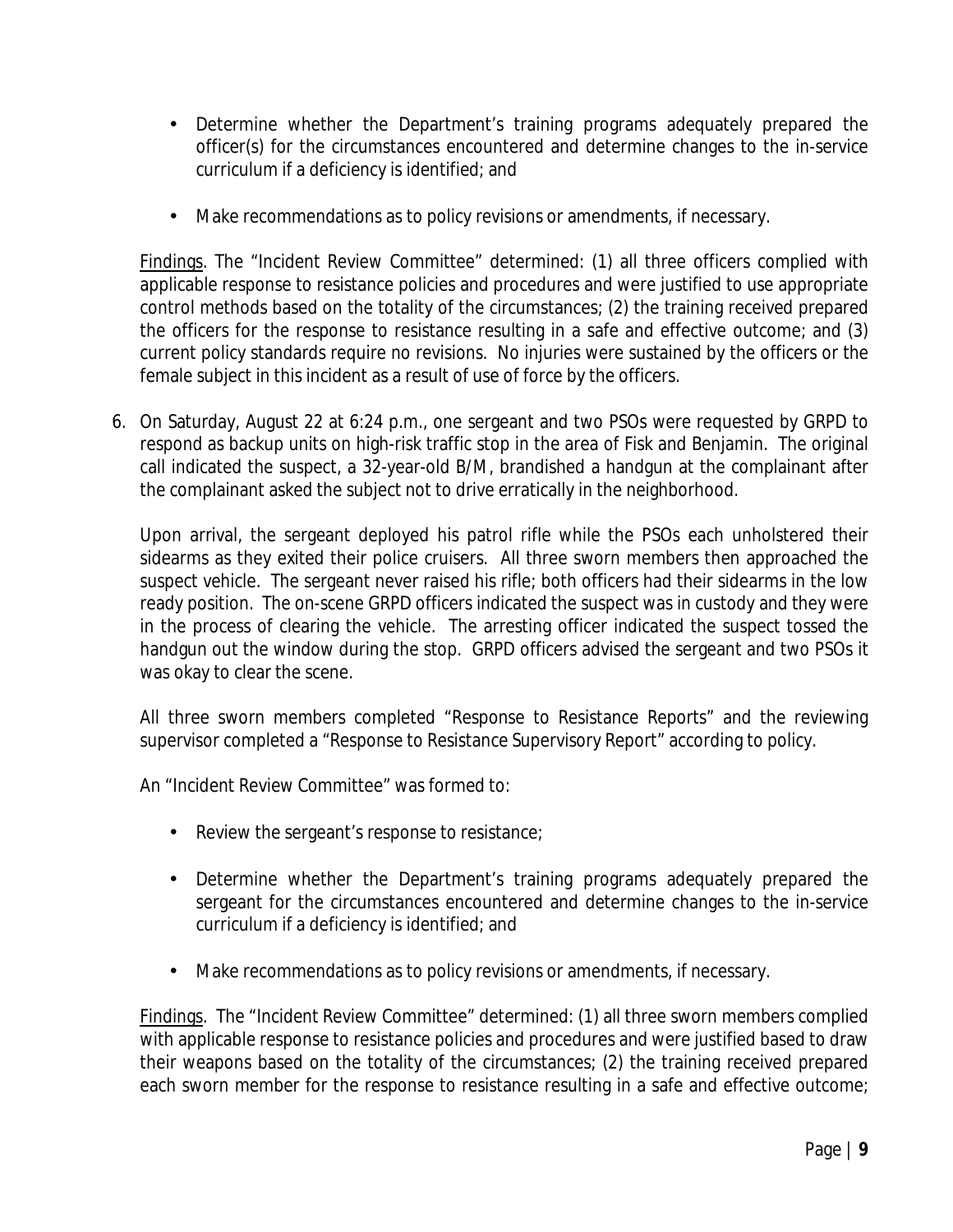- Determine whether the Department's training programs adequately prepared the officer(s) for the circumstances encountered and determine changes to the in-service curriculum if a deficiency is identified; and

- Make recommendations as to policy revisions or amendments, if necessary.

Findings. The "Incident Review Committee" determined: (1) all three officers complied with applicable response to resistance policies and procedures and were justified to use appropriate control methods based on the totality of the circumstances; (2) the training received prepared the officers for the response to resistance resulting in a safe and effective outcome; and (3) current policy standards require no revisions. No injuries were sustained by the officers or the female subject in this incident as a result of use of force by the officers.

6. On Saturday, August 22 at 6:24 p.m., one sergeant and two PSOs were requested by GRPD to respond as backup units on high-risk traffic stop in the area of Fisk and Benjamin. The original call indicated the suspect, a 32-year-old B/M, brandished a handgun at the complainant after the complainant asked the subject not to drive erratically in the neighborhood.

   Upon arrival, the sergeant deployed his patrol rifle while the PSOs each unholstered their sidearms as they exited their police cruisers. All three sworn members then approached the suspect vehicle. The sergeant never raised his rifle; both officers had their sidearms in the low ready position. The on-scene GRPD officers indicated the suspect was in custody and they were in the process of clearing the vehicle. The arresting officer indicated the suspect tossed the handgun out the window during the stop. GRPD officers advised the sergeant and two PSOs it was okay to clear the scene.

   All three sworn members completed "Response to Resistance Reports" and the reviewing supervisor completed a "Response to Resistance Supervisory Report" according to policy.

   An "Incident Review Committee" was formed to:

   - Review the sergeant's response to resistance;

   - Determine whether the Department's training programs adequately prepared the sergeant for the circumstances encountered and determine changes to the in-service curriculum if a deficiency is identified; and

   - Make recommendations as to policy revisions or amendments, if necessary.

   Findings. The "Incident Review Committee" determined: (1) all three sworn members complied with applicable response to resistance policies and procedures and were justified based to draw their weapons based on the totality of the circumstances; (2) the training received prepared each sworn member for the response to resistance resulting in a safe and effective outcome;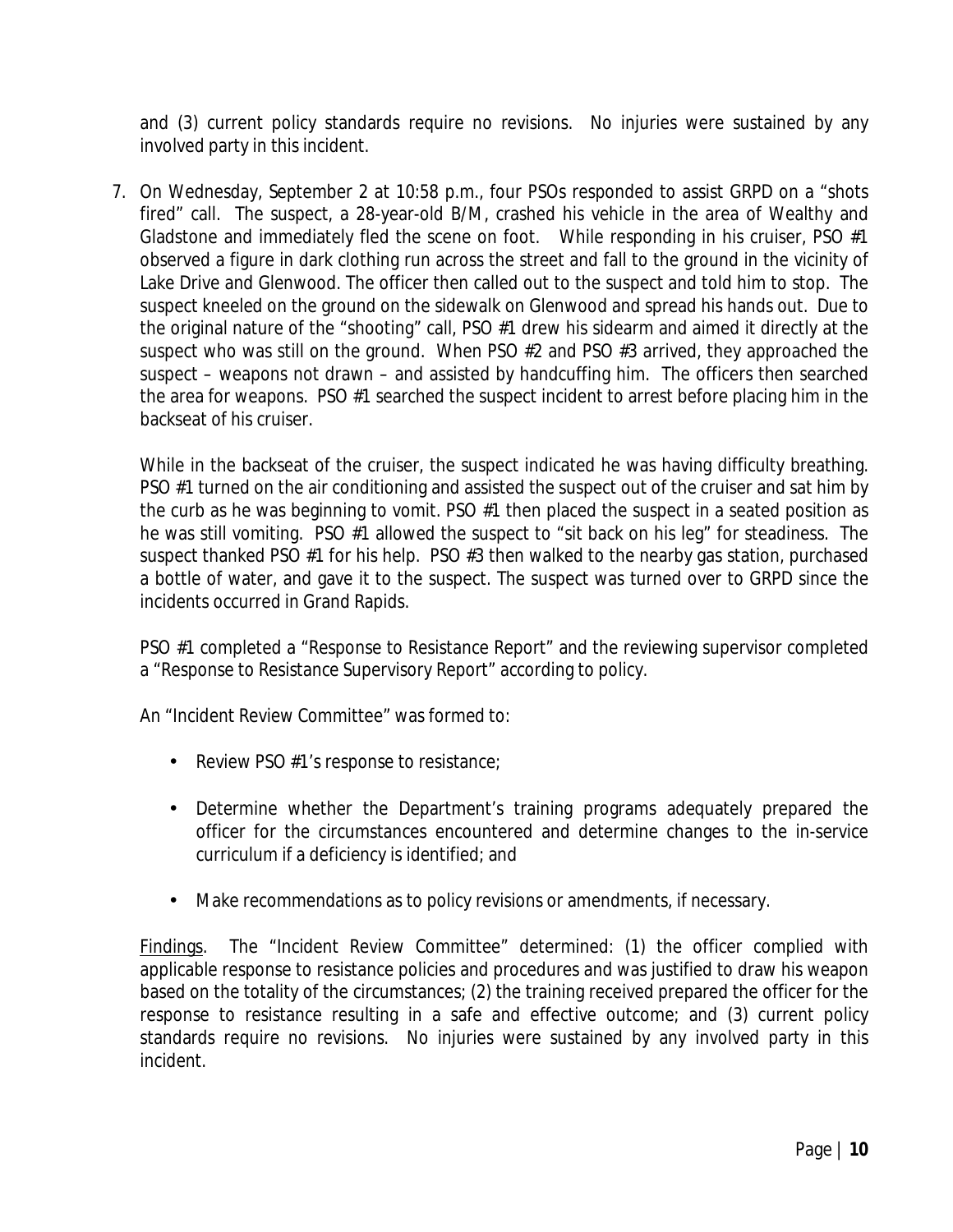and (3) current policy standards require no revisions. No injuries were sustained by any involved party in this incident.

7. On Wednesday, September 2 at 10:58 p.m., four PSOs responded to assist GRPD on a "shots fired" call. The suspect, a 28-year-old B/M, crashed his vehicle in the area of Wealthy and Gladstone and immediately fled the scene on foot. While responding in his cruiser, PSO #1 observed a figure in dark clothing run across the street and fall to the ground in the vicinity of Lake Drive and Glenwood. The officer then called out to the suspect and told him to stop. The suspect kneeled on the ground on the sidewalk on Glenwood and spread his hands out. Due to the original nature of the "shooting" call, PSO #1 drew his sidearm and aimed it directly at the suspect who was still on the ground. When PSO #2 and PSO #3 arrived, they approached the suspect – weapons not drawn – and assisted by handcuffing him. The officers then searched the area for weapons. PSO #1 searched the suspect incident to arrest before placing him in the backseat of his cruiser.

   While in the backseat of the cruiser, the suspect indicated he was having difficulty breathing. PSO #1 turned on the air conditioning and assisted the suspect out of the cruiser and sat him by the curb as he was beginning to vomit. PSO #1 then placed the suspect in a seated position as he was still vomiting. PSO #1 allowed the suspect to "sit back on his leg" for steadiness. The suspect thanked PSO #1 for his help. PSO #3 then walked to the nearby gas station, purchased a bottle of water, and gave it to the suspect. The suspect was turned over to GRPD since the incidents occurred in Grand Rapids.

   PSO #1 completed a "Response to Resistance Report" and the reviewing supervisor completed a "Response to Resistance Supervisory Report" according to policy.

   An "Incident Review Committee" was formed to:

   - Review PSO #1's response to resistance;
   - Determine whether the Department's training programs adequately prepared the officer for the circumstances encountered and determine changes to the in-service curriculum if a deficiency is identified; and
   - Make recommendations as to policy revisions or amendments, if necessary.

   Findings. The "Incident Review Committee" determined: (1) the officer complied with applicable response to resistance policies and procedures and was justified to draw his weapon based on the totality of the circumstances; (2) the training received prepared the officer for the response to resistance resulting in a safe and effective outcome; and (3) current policy standards require no revisions. No injuries were sustained by any involved party in this incident.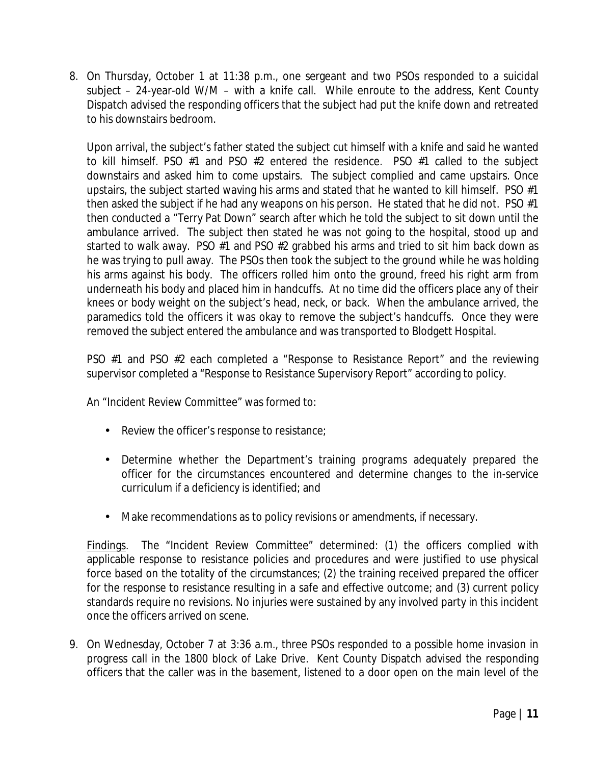8. On Thursday, October 1 at 11:38 p.m., one sergeant and two PSOs responded to a suicidal subject – 24-year-old W/M – with a knife call. While enroute to the address, Kent County Dispatch advised the responding officers that the subject had put the knife down and retreated to his downstairs bedroom.

   Upon arrival, the subject's father stated the subject cut himself with a knife and said he wanted to kill himself. PSO #1 and PSO #2 entered the residence. PSO #1 called to the subject downstairs and asked him to come upstairs. The subject complied and came upstairs. Once upstairs, the subject started waving his arms and stated that he wanted to kill himself. PSO #1 then asked the subject if he had any weapons on his person. He stated that he did not. PSO #1 then conducted a "Terry Pat Down" search after which he told the subject to sit down until the ambulance arrived. The subject then stated he was not going to the hospital, stood up and started to walk away. PSO #1 and PSO #2 grabbed his arms and tried to sit him back down as he was trying to pull away. The PSOs then took the subject to the ground while he was holding his arms against his body. The officers rolled him onto the ground, freed his right arm from underneath his body and placed him in handcuffs. At no time did the officers place any of their knees or body weight on the subject's head, neck, or back. When the ambulance arrived, the paramedics told the officers it was okay to remove the subject's handcuffs. Once they were removed the subject entered the ambulance and was transported to Blodgett Hospital.

   PSO #1 and PSO #2 each completed a "Response to Resistance Report" and the reviewing supervisor completed a "Response to Resistance Supervisory Report" according to policy.

   An "Incident Review Committee" was formed to:

   - Review the officer's response to resistance;
   - Determine whether the Department's training programs adequately prepared the officer for the circumstances encountered and determine changes to the in-service curriculum if a deficiency is identified; and
   - Make recommendations as to policy revisions or amendments, if necessary.

   Findings. The "Incident Review Committee" determined: (1) the officers complied with applicable response to resistance policies and procedures and were justified to use physical force based on the totality of the circumstances; (2) the training received prepared the officer for the response to resistance resulting in a safe and effective outcome; and (3) current policy standards require no revisions. No injuries were sustained by any involved party in this incident once the officers arrived on scene.

9. On Wednesday, October 7 at 3:36 a.m., three PSOs responded to a possible home invasion in progress call in the 1800 block of Lake Drive. Kent County Dispatch advised the responding officers that the caller was in the basement, listened to a door open on the main level of the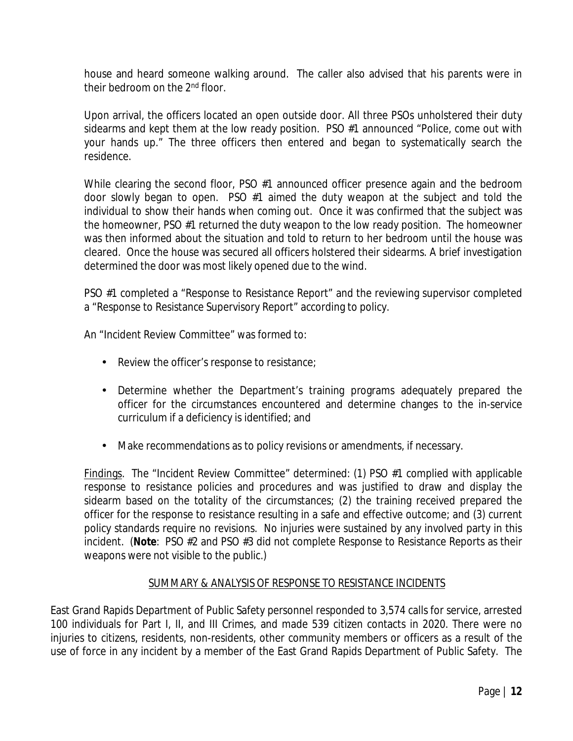house and heard someone walking around. The caller also advised that his parents were in their bedroom on the 2nd floor.

Upon arrival, the officers located an open outside door. All three PSOs unholstered their duty sidearms and kept them at the low ready position. PSO #1 announced "Police, come out with your hands up." The three officers then entered and began to systematically search the residence.

While clearing the second floor, PSO #1 announced officer presence again and the bedroom door slowly began to open. PSO #1 aimed the duty weapon at the subject and told the individual to show their hands when coming out. Once it was confirmed that the subject was the homeowner, PSO #1 returned the duty weapon to the low ready position. The homeowner was then informed about the situation and told to return to her bedroom until the house was cleared. Once the house was secured all officers holstered their sidearms. A brief investigation determined the door was most likely opened due to the wind.

PSO #1 completed a "Response to Resistance Report" and the reviewing supervisor completed a "Response to Resistance Supervisory Report" according to policy.

An "Incident Review Committee" was formed to:

- Review the officer's response to resistance;
- Determine whether the Department's training programs adequately prepared the officer for the circumstances encountered and determine changes to the in-service curriculum if a deficiency is identified; and
- Make recommendations as to policy revisions or amendments, if necessary.

Findings. The "Incident Review Committee" determined: (1) PSO #1 complied with applicable response to resistance policies and procedures and was justified to draw and display the sidearm based on the totality of the circumstances; (2) the training received prepared the officer for the response to resistance resulting in a safe and effective outcome; and (3) current policy standards require no revisions. No injuries were sustained by any involved party in this incident. (**Note**: PSO #2 and PSO #3 did not complete Response to Resistance Reports as their weapons were not visible to the public.)

## SUMMARY & ANALYSIS OF RESPONSE TO RESISTANCE INCIDENTS

East Grand Rapids Department of Public Safety personnel responded to 3,574 calls for service, arrested 100 individuals for Part I, II, and III Crimes, and made 539 citizen contacts in 2020. There were no injuries to citizens, residents, non-residents, other community members or officers as a result of the use of force in any incident by a member of the East Grand Rapids Department of Public Safety. The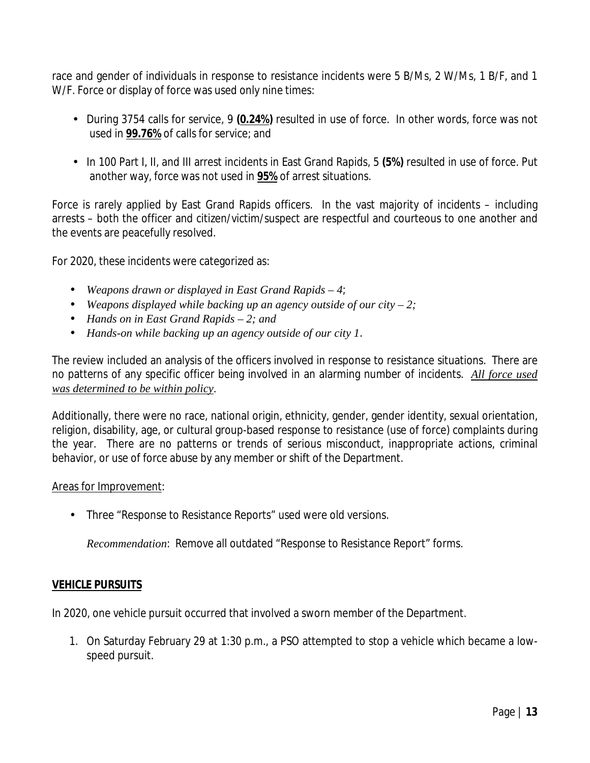race and gender of individuals in response to resistance incidents were 5 B/Ms, 2 W/Ms, 1 B/F, and 1 W/F. Force or display of force was used only nine times:

- During 3754 calls for service, 9 **(0.24%)** resulted in use of force. In other words, force was not used in **99.76%** of calls for service; and
- In 100 Part I, II, and III arrest incidents in East Grand Rapids, 5 **(5%)** resulted in use of force. Put another way, force was not used in **95%** of arrest situations.

Force is rarely applied by East Grand Rapids officers. In the vast majority of incidents – including arrests – both the officer and citizen/victim/suspect are respectful and courteous to one another and the events are peacefully resolved.

For 2020, these incidents were categorized as:

- *Weapons drawn or displayed in East Grand Rapids – 4*;
- *Weapons displayed while backing up an agency outside of our city – 2;*
- *Hands on in East Grand Rapids – 2; and*
- *Hands-on while backing up an agency outside of our city 1.*

The review included an analysis of the officers involved in response to resistance situations. There are no patterns of any specific officer being involved in an alarming number of incidents. *All force used was determined to be within policy*.

Additionally, there were no race, national origin, ethnicity, gender, gender identity, sexual orientation, religion, disability, age, or cultural group-based response to resistance (use of force) complaints during the year. There are no patterns or trends of serious misconduct, inappropriate actions, criminal behavior, or use of force abuse by any member or shift of the Department.

Areas for Improvement:

- Three "Response to Resistance Reports" used were old versions.

  *Recommendation*: Remove all outdated "Response to Resistance Report" forms.

## VEHICLE PURSUITS

In 2020, one vehicle pursuit occurred that involved a sworn member of the Department.

1. On Saturday February 29 at 1:30 p.m., a PSO attempted to stop a vehicle which became a low-speed pursuit.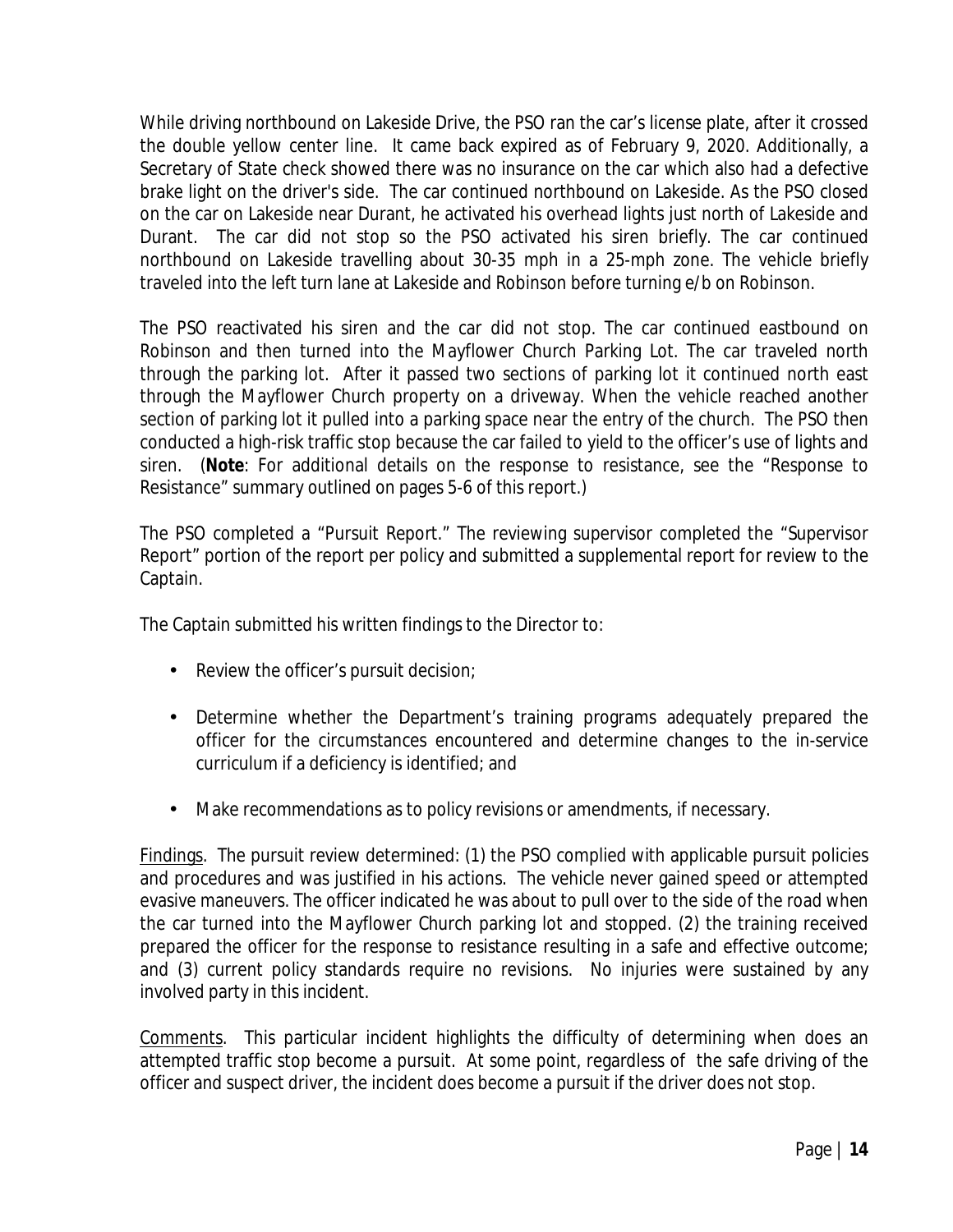While driving northbound on Lakeside Drive, the PSO ran the car's license plate, after it crossed the double yellow center line. It came back expired as of February 9, 2020. Additionally, a Secretary of State check showed there was no insurance on the car which also had a defective brake light on the driver's side. The car continued northbound on Lakeside. As the PSO closed on the car on Lakeside near Durant, he activated his overhead lights just north of Lakeside and Durant. The car did not stop so the PSO activated his siren briefly. The car continued northbound on Lakeside travelling about 30-35 mph in a 25-mph zone. The vehicle briefly traveled into the left turn lane at Lakeside and Robinson before turning e/b on Robinson.

The PSO reactivated his siren and the car did not stop. The car continued eastbound on Robinson and then turned into the Mayflower Church Parking Lot. The car traveled north through the parking lot. After it passed two sections of parking lot it continued north east through the Mayflower Church property on a driveway. When the vehicle reached another section of parking lot it pulled into a parking space near the entry of the church. The PSO then conducted a high-risk traffic stop because the car failed to yield to the officer's use of lights and siren. (**Note**: For additional details on the response to resistance, see the "Response to Resistance" summary outlined on pages 5-6 of this report.)

The PSO completed a "Pursuit Report." The reviewing supervisor completed the "Supervisor Report" portion of the report per policy and submitted a supplemental report for review to the Captain.

The Captain submitted his written findings to the Director to:

- Review the officer's pursuit decision;
- Determine whether the Department's training programs adequately prepared the officer for the circumstances encountered and determine changes to the in-service curriculum if a deficiency is identified; and
- Make recommendations as to policy revisions or amendments, if necessary.

Findings. The pursuit review determined: (1) the PSO complied with applicable pursuit policies and procedures and was justified in his actions. The vehicle never gained speed or attempted evasive maneuvers. The officer indicated he was about to pull over to the side of the road when the car turned into the Mayflower Church parking lot and stopped. (2) the training received prepared the officer for the response to resistance resulting in a safe and effective outcome; and (3) current policy standards require no revisions. No injuries were sustained by any involved party in this incident.

Comments. This particular incident highlights the difficulty of determining when does an attempted traffic stop become a pursuit. At some point, regardless of the safe driving of the officer and suspect driver, the incident does become a pursuit if the driver does not stop.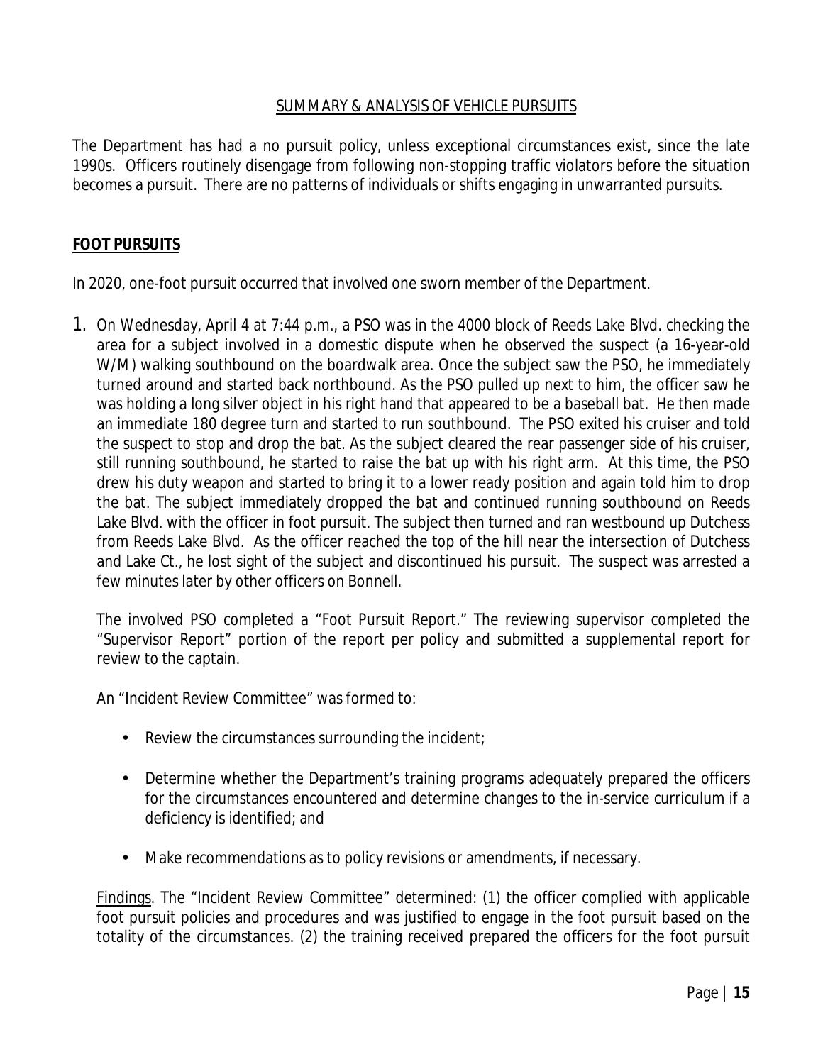## SUMMARY & ANALYSIS OF VEHICLE PURSUITS

The Department has had a no pursuit policy, unless exceptional circumstances exist, since the late 1990s. Officers routinely disengage from following non-stopping traffic violators before the situation becomes a pursuit. There are no patterns of individuals or shifts engaging in unwarranted pursuits.

## FOOT PURSUITS

In 2020, one-foot pursuit occurred that involved one sworn member of the Department.

1. On Wednesday, April 4 at 7:44 p.m., a PSO was in the 4000 block of Reeds Lake Blvd. checking the area for a subject involved in a domestic dispute when he observed the suspect (a 16-year-old W/M) walking southbound on the boardwalk area. Once the subject saw the PSO, he immediately turned around and started back northbound. As the PSO pulled up next to him, the officer saw he was holding a long silver object in his right hand that appeared to be a baseball bat. He then made an immediate 180 degree turn and started to run southbound. The PSO exited his cruiser and told the suspect to stop and drop the bat. As the subject cleared the rear passenger side of his cruiser, still running southbound, he started to raise the bat up with his right arm. At this time, the PSO drew his duty weapon and started to bring it to a lower ready position and again told him to drop the bat. The subject immediately dropped the bat and continued running southbound on Reeds Lake Blvd. with the officer in foot pursuit. The subject then turned and ran westbound up Dutchess from Reeds Lake Blvd. As the officer reached the top of the hill near the intersection of Dutchess and Lake Ct., he lost sight of the subject and discontinued his pursuit. The suspect was arrested a few minutes later by other officers on Bonnell.

   The involved PSO completed a "Foot Pursuit Report." The reviewing supervisor completed the "Supervisor Report" portion of the report per policy and submitted a supplemental report for review to the captain.

   An "Incident Review Committee" was formed to:

   - Review the circumstances surrounding the incident;
   - Determine whether the Department's training programs adequately prepared the officers for the circumstances encountered and determine changes to the in-service curriculum if a deficiency is identified; and
   - Make recommendations as to policy revisions or amendments, if necessary.

   Findings. The "Incident Review Committee" determined: (1) the officer complied with applicable foot pursuit policies and procedures and was justified to engage in the foot pursuit based on the totality of the circumstances. (2) the training received prepared the officers for the foot pursuit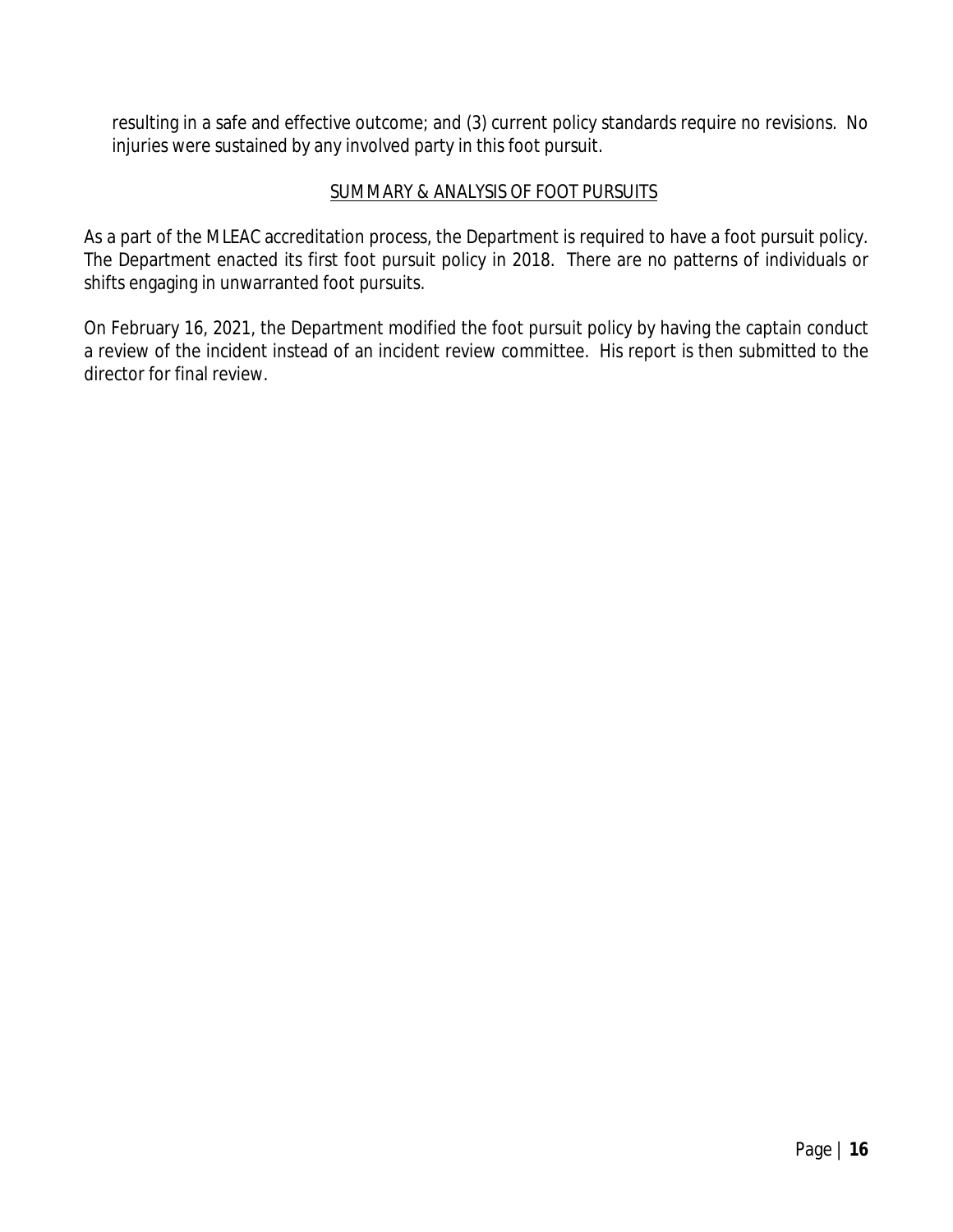resulting in a safe and effective outcome; and (3) current policy standards require no revisions. No injuries were sustained by any involved party in this foot pursuit.

## SUMMARY & ANALYSIS OF FOOT PURSUITS

As a part of the MLEAC accreditation process, the Department is required to have a foot pursuit policy. The Department enacted its first foot pursuit policy in 2018. There are no patterns of individuals or shifts engaging in unwarranted foot pursuits.

On February 16, 2021, the Department modified the foot pursuit policy by having the captain conduct a review of the incident instead of an incident review committee. His report is then submitted to the director for final review.